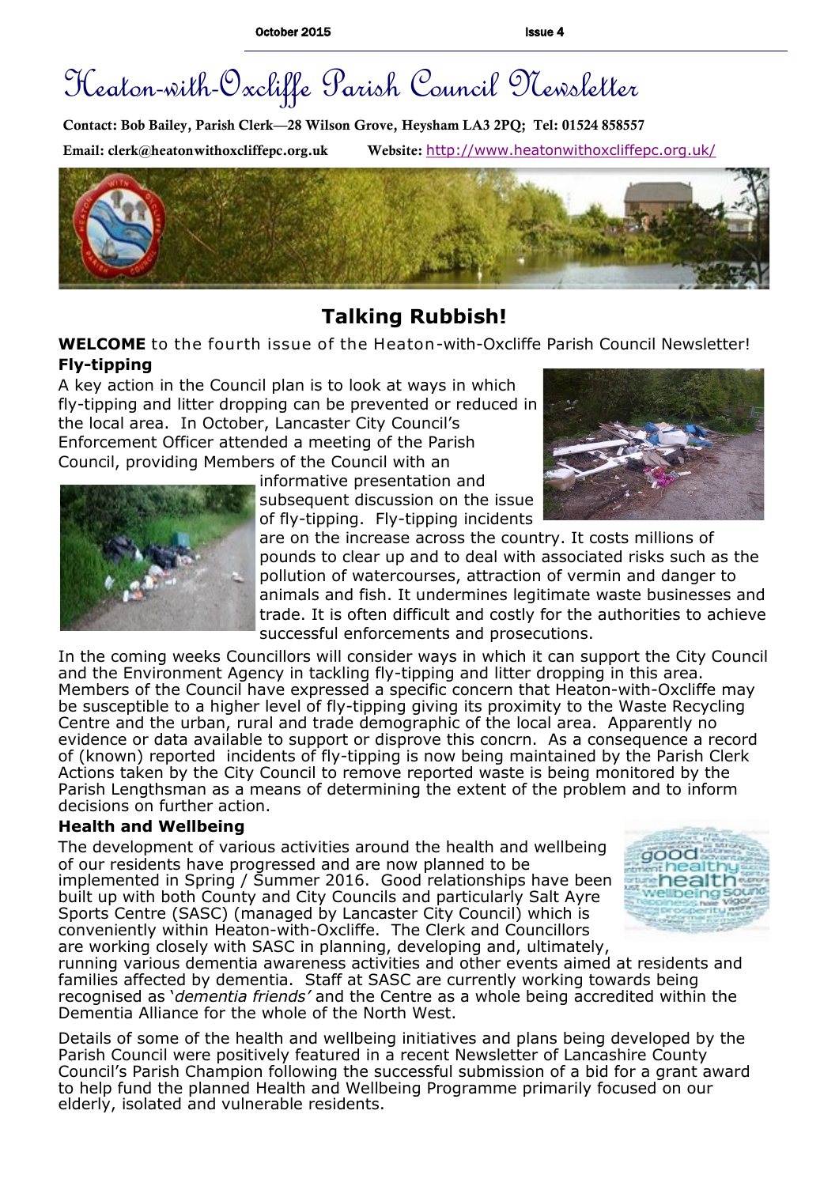# Heaton-with-Oxcliffe Parish Council Newsletter

**Contact: Bob Bailey, Parish Clerk—28 Wilson Grove, Heysham LA3 2PQ; Tel: 01524 858557**

**Email: clerk@heatonwithoxcliffepc.org.uk** **Website:** http://www.heatonwithoxcliffepc.org.uk/

## Talking Rubbish!

**WELCOME** to the fourth issue of the Heaton-with-Oxcliffe Parish Council Newsletter!

### Fly-tipping

A key action in the Council plan is to look at ways in which fly-tipping and litter dropping can be prevented or reduced in the local area. In October, Lancaster City Council's Enforcement Officer attended a meeting of the Parish Council, providing Members of the Council with an informative presentation and subsequent discussion on the issue of fly-tipping. Fly-tipping incidents are on the increase across the country. It costs millions of pounds to clear up and to deal with associated risks such as the pollution of watercourses, attraction of vermin and danger to animals and fish. It undermines legitimate waste businesses and trade. It is often difficult and costly for the authorities to achieve successful enforcements and prosecutions.

In the coming weeks Councillors will consider ways in which it can support the City Council and the Environment Agency in tackling fly-tipping and litter dropping in this area. Members of the Council have expressed a specific concern that Heaton-with-Oxcliffe may be susceptible to a higher level of fly-tipping giving its proximity to the Waste Recycling Centre and the urban, rural and trade demographic of the local area. Apparently no evidence or data available to support or disprove this concrn. As a consequence a record of (known) reported incidents of fly-tipping is now being maintained by the Parish Clerk Actions taken by the City Council to remove reported waste is being monitored by the Parish Lengthsman as a means of determining the extent of the problem and to inform decisions on further action.

### Health and Wellbeing

The development of various activities around the health and wellbeing of our residents have progressed and are now planned to be implemented in Spring / Summer 2016. Good relationships have been built up with both County and City Councils and particularly Salt Ayre Sports Centre (SASC) (managed by Lancaster City Council) which is conveniently within Heaton-with-Oxcliffe. The Clerk and Councillors are working closely with SASC in planning, developing and, ultimately, running various dementia awareness activities and other events aimed at residents and families affected by dementia. Staff at SASC are currently working towards being recognised as '*dementia friends'* and the Centre as a whole being accredited within the Dementia Alliance for the whole of the North West.

Details of some of the health and wellbeing initiatives and plans being developed by the Parish Council were positively featured in a recent Newsletter of Lancashire County Council's Parish Champion following the successful submission of a bid for a grant award to help fund the planned Health and Wellbeing Programme primarily focused on our elderly, isolated and vulnerable residents.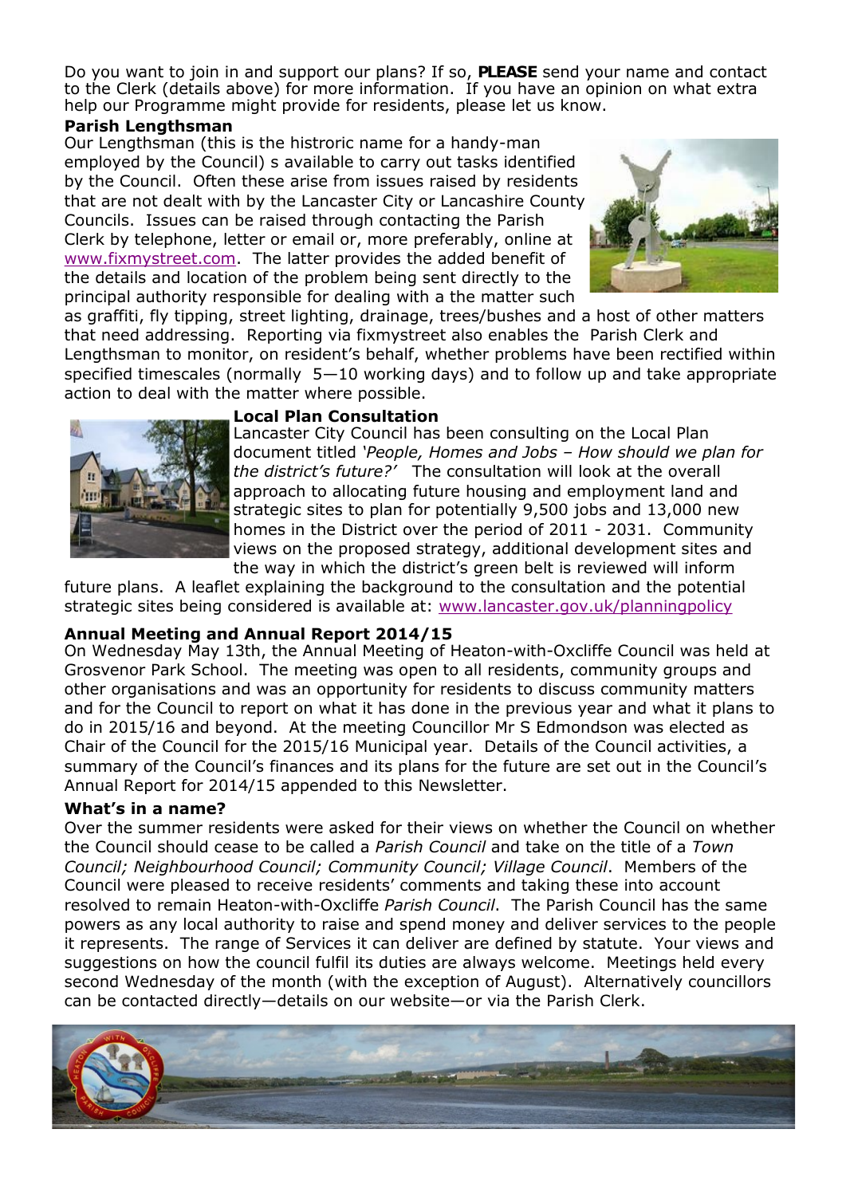Do you want to join in and support our plans? If so, **PLEASE** send your name and contact to the Clerk (details above) for more information. If you have an opinion on what extra help our Programme might provide for residents, please let us know.

**Parish Lengthsman**

Our Lengthsman (this is the histroric name for a handy-man employed by the Council) s available to carry out tasks identified by the Council. Often these arise from issues raised by residents that are not dealt with by the Lancaster City or Lancashire County Councils. Issues can be raised through contacting the Parish Clerk by telephone, letter or email or, more preferably, online at www.fixmystreet.com. The latter provides the added benefit of the details and location of the problem being sent directly to the principal authority responsible for dealing with a the matter such as graffiti, fly tipping, street lighting, drainage, trees/bushes and a host of other matters that need addressing. Reporting via fixmystreet also enables the Parish Clerk and Lengthsman to monitor, on resident's behalf, whether problems have been rectified within specified timescales (normally 5—10 working days) and to follow up and take appropriate action to deal with the matter where possible.

**Local Plan Consultation**

Lancaster City Council has been consulting on the Local Plan document titled *'People, Homes and Jobs – How should we plan for the district's future?'* The consultation will look at the overall approach to allocating future housing and employment land and strategic sites to plan for potentially 9,500 jobs and 13,000 new homes in the District over the period of 2011 - 2031. Community views on the proposed strategy, additional development sites and the way in which the district's green belt is reviewed will inform future plans. A leaflet explaining the background to the consultation and the potential strategic sites being considered is available at: www.lancaster.gov.uk/planningpolicy

**Annual Meeting and Annual Report 2014/15**

On Wednesday May 13th, the Annual Meeting of Heaton-with-Oxcliffe Council was held at Grosvenor Park School. The meeting was open to all residents, community groups and other organisations and was an opportunity for residents to discuss community matters and for the Council to report on what it has done in the previous year and what it plans to do in 2015/16 and beyond. At the meeting Councillor Mr S Edmondson was elected as Chair of the Council for the 2015/16 Municipal year. Details of the Council activities, a summary of the Council's finances and its plans for the future are set out in the Council's Annual Report for 2014/15 appended to this Newsletter.

**What's in a name?**

Over the summer residents were asked for their views on whether the Council on whether the Council should cease to be called a *Parish Council* and take on the title of a *Town Council; Neighbourhood Council; Community Council; Village Council*. Members of the Council were pleased to receive residents' comments and taking these into account resolved to remain Heaton-with-Oxcliffe *Parish Council*. The Parish Council has the same powers as any local authority to raise and spend money and deliver services to the people it represents. The range of Services it can deliver are defined by statute. Your views and suggestions on how the council fulfil its duties are always welcome. Meetings held every second Wednesday of the month (with the exception of August). Alternatively councillors can be contacted directly—details on our website—or via the Parish Clerk.